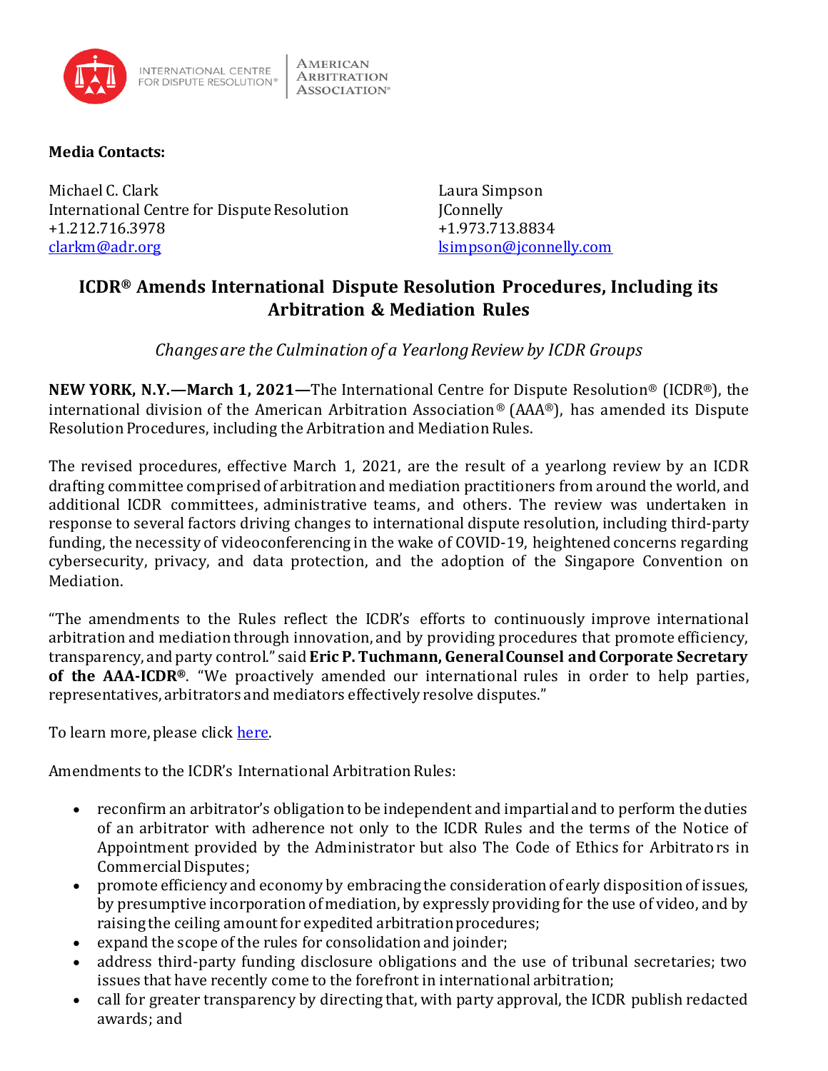**Media Contacts:**

Michael C. Clark
International Centre for Dispute Resolution
+1.212.716.3978
clarkm@adr.org

Laura Simpson
JConnelly
+1.973.713.8834
lsimpson@jconnelly.com

# ICDR® Amends International Dispute Resolution Procedures, Including its Arbitration & Mediation Rules

*Changes are the Culmination of a Yearlong Review by ICDR Groups*

**NEW YORK, N.Y.—March 1, 2021—**The International Centre for Dispute Resolution® (ICDR®), the international division of the American Arbitration Association® (AAA®), has amended its Dispute Resolution Procedures, including the Arbitration and Mediation Rules.

The revised procedures, effective March 1, 2021, are the result of a yearlong review by an ICDR drafting committee comprised of arbitration and mediation practitioners from around the world, and additional ICDR committees, administrative teams, and others. The review was undertaken in response to several factors driving changes to international dispute resolution, including third-party funding, the necessity of videoconferencing in the wake of COVID-19, heightened concerns regarding cybersecurity, privacy, and data protection, and the adoption of the Singapore Convention on Mediation.

"The amendments to the Rules reflect the ICDR's efforts to continuously improve international arbitration and mediation through innovation, and by providing procedures that promote efficiency, transparency, and party control." said **Eric P. Tuchmann, General Counsel and Corporate Secretary of the AAA-ICDR®**. "We proactively amended our international rules in order to help parties, representatives, arbitrators and mediators effectively resolve disputes."

To learn more, please click here.

Amendments to the ICDR's International Arbitration Rules:

- reconfirm an arbitrator's obligation to be independent and impartial and to perform the duties of an arbitrator with adherence not only to the ICDR Rules and the terms of the Notice of Appointment provided by the Administrator but also The Code of Ethics for Arbitrators in Commercial Disputes;
- promote efficiency and economy by embracing the consideration of early disposition of issues, by presumptive incorporation of mediation, by expressly providing for the use of video, and by raising the ceiling amount for expedited arbitration procedures;
- expand the scope of the rules for consolidation and joinder;
- address third-party funding disclosure obligations and the use of tribunal secretaries; two issues that have recently come to the forefront in international arbitration;
- call for greater transparency by directing that, with party approval, the ICDR publish redacted awards; and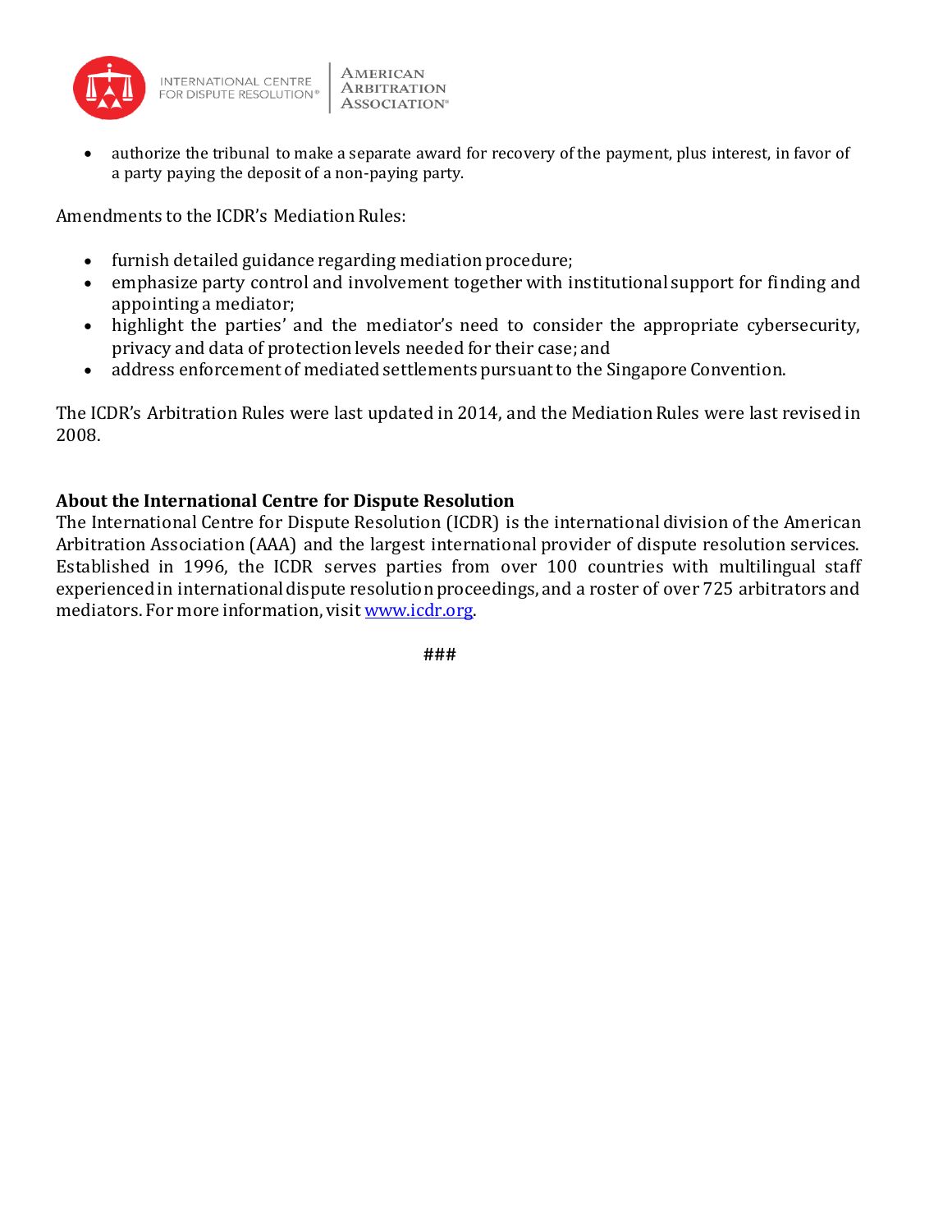- authorize the tribunal to make a separate award for recovery of the payment, plus interest, in favor of a party paying the deposit of a non-paying party.

Amendments to the ICDR's Mediation Rules:

- furnish detailed guidance regarding mediation procedure;
- emphasize party control and involvement together with institutional support for finding and appointing a mediator;
- highlight the parties' and the mediator's need to consider the appropriate cybersecurity, privacy and data of protection levels needed for their case; and
- address enforcement of mediated settlements pursuant to the Singapore Convention.

The ICDR's Arbitration Rules were last updated in 2014, and the Mediation Rules were last revised in 2008.

**About the International Centre for Dispute Resolution**

The International Centre for Dispute Resolution (ICDR) is the international division of the American Arbitration Association (AAA) and the largest international provider of dispute resolution services. Established in 1996, the ICDR serves parties from over 100 countries with multilingual staff experienced in international dispute resolution proceedings, and a roster of over 725 arbitrators and mediators. For more information, visit [www.icdr.org](http://www.icdr.org).

###